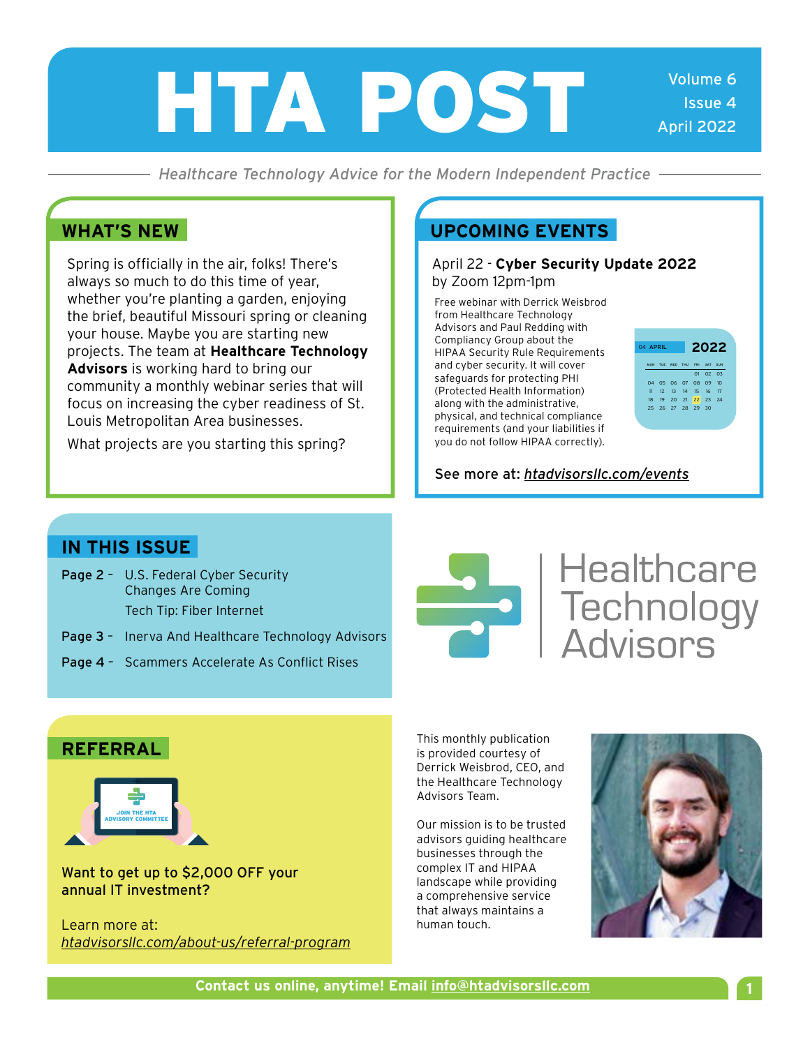# HTA POST

Volume 6
Issue 4
April 2022

*Healthcare Technology Advice for the Modern Independent Practice*

## WHAT'S NEW

Spring is officially in the air, folks! There's always so much to do this time of year, whether you're planting a garden, enjoying the brief, beautiful Missouri spring or cleaning your house. Maybe you are starting new projects. The team at **Healthcare Technology Advisors** is working hard to bring our community a monthly webinar series that will focus on increasing the cyber readiness of St. Louis Metropolitan Area businesses.

What projects are you starting this spring?

## UPCOMING EVENTS

April 22 - **Cyber Security Update 2022**
by Zoom 12pm-1pm

Free webinar with Derrick Weisbrod from Healthcare Technology Advisors and Paul Redding with Compliancy Group about the HIPAA Security Rule Requirements and cyber security. It will cover safeguards for protecting PHI (Protected Health Information) along with the administrative, physical, and technical compliance requirements (and your liabilities if you do not follow HIPAA correctly).

See more at: *htadvisorsllc.com/events*

## IN THIS ISSUE

**Page 2** - U.S. Federal Cyber Security Changes Are Coming

Tech Tip: Fiber Internet

**Page 3** - Inerva And Healthcare Technology Advisors

**Page 4** - Scammers Accelerate As Conflict Rises

Healthcare Technology Advisors

## REFERRAL

**Want to get up to $2,000 OFF your annual IT investment?**

Learn more at:
*htadvisorsllc.com/about-us/referral-program*

This monthly publication is provided courtesy of Derrick Weisbrod, CEO, and the Healthcare Technology Advisors Team.

Our mission is to be trusted advisors guiding healthcare businesses through the complex IT and HIPAA landscape while providing a comprehensive service that always maintains a human touch.

**Contact us online, anytime! Email info@htadvisorsllc.com**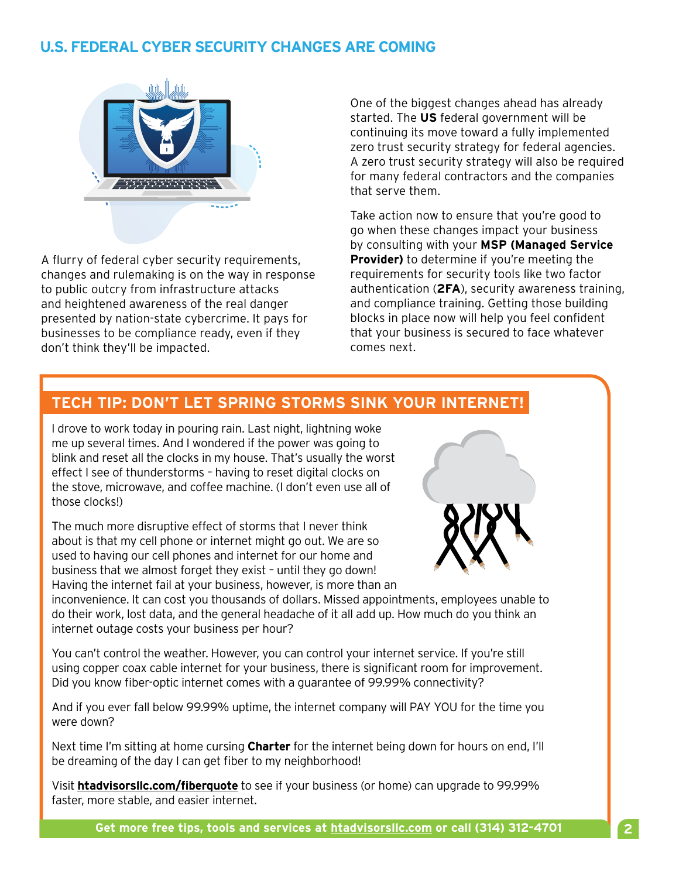## U.S. FEDERAL CYBER SECURITY CHANGES ARE COMING

A flurry of federal cyber security requirements, changes and rulemaking is on the way in response to public outcry from infrastructure attacks and heightened awareness of the real danger presented by nation-state cybercrime. It pays for businesses to be compliance ready, even if they don't think they'll be impacted.

One of the biggest changes ahead has already started. The **US** federal government will be continuing its move toward a fully implemented zero trust security strategy for federal agencies. A zero trust security strategy will also be required for many federal contractors and the companies that serve them.

Take action now to ensure that you're good to go when these changes impact your business by consulting with your **MSP (Managed Service Provider)** to determine if you're meeting the requirements for security tools like two factor authentication (**2FA**), security awareness training, and compliance training. Getting those building blocks in place now will help you feel confident that your business is secured to face whatever comes next.

## TECH TIP: DON'T LET SPRING STORMS SINK YOUR INTERNET!

I drove to work today in pouring rain. Last night, lightning woke me up several times. And I wondered if the power was going to blink and reset all the clocks in my house. That's usually the worst effect I see of thunderstorms – having to reset digital clocks on the stove, microwave, and coffee machine. (I don't even use all of those clocks!)

The much more disruptive effect of storms that I never think about is that my cell phone or internet might go out. We are so used to having our cell phones and internet for our home and business that we almost forget they exist – until they go down! Having the internet fail at your business, however, is more than an inconvenience. It can cost you thousands of dollars. Missed appointments, employees unable to do their work, lost data, and the general headache of it all add up. How much do you think an internet outage costs your business per hour?

You can't control the weather. However, you can control your internet service. If you're still using copper coax cable internet for your business, there is significant room for improvement. Did you know fiber-optic internet comes with a guarantee of 99.99% connectivity?

And if you ever fall below 99.99% uptime, the internet company will PAY YOU for the time you were down?

Next time I'm sitting at home cursing **Charter** for the internet being down for hours on end, I'll be dreaming of the day I can get fiber to my neighborhood!

Visit **htadvisorsllc.com/fiberquote** to see if your business (or home) can upgrade to 99.99% faster, more stable, and easier internet.

**Get more free tips, tools and services at htadvisorsllc.com or call (314) 312-4701**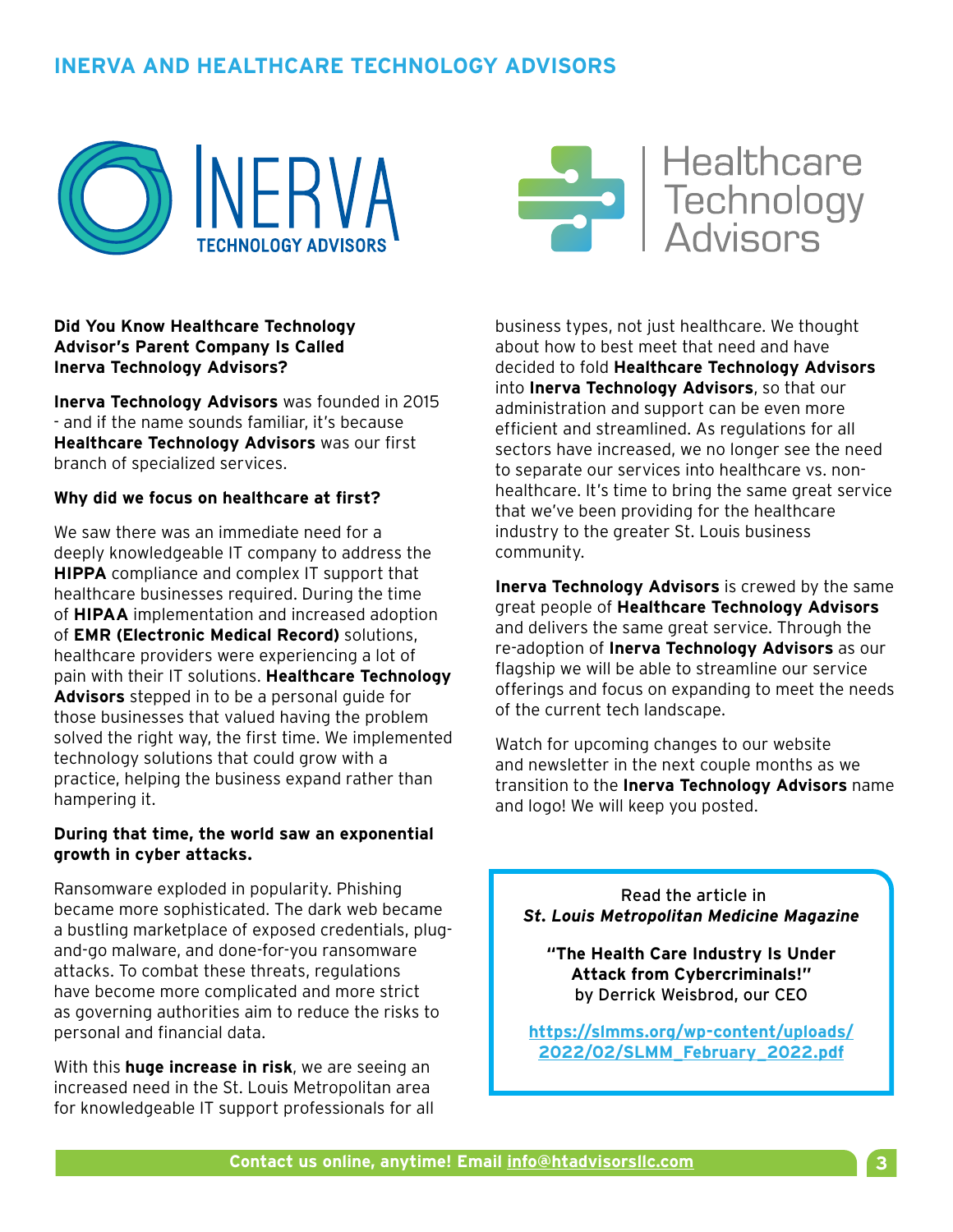# INERVA AND HEALTHCARE TECHNOLOGY ADVISORS

**Did You Know Healthcare Technology Advisor's Parent Company Is Called Inerva Technology Advisors?**

**Inerva Technology Advisors** was founded in 2015 - and if the name sounds familiar, it's because **Healthcare Technology Advisors** was our first branch of specialized services.

**Why did we focus on healthcare at first?**

We saw there was an immediate need for a deeply knowledgeable IT company to address the **HIPPA** compliance and complex IT support that healthcare businesses required. During the time of **HIPAA** implementation and increased adoption of **EMR (Electronic Medical Record)** solutions, healthcare providers were experiencing a lot of pain with their IT solutions. **Healthcare Technology Advisors** stepped in to be a personal guide for those businesses that valued having the problem solved the right way, the first time. We implemented technology solutions that could grow with a practice, helping the business expand rather than hampering it.

**During that time, the world saw an exponential growth in cyber attacks.**

Ransomware exploded in popularity. Phishing became more sophisticated. The dark web became a bustling marketplace of exposed credentials, plug-and-go malware, and done-for-you ransomware attacks. To combat these threats, regulations have become more complicated and more strict as governing authorities aim to reduce the risks to personal and financial data.

With this **huge increase in risk**, we are seeing an increased need in the St. Louis Metropolitan area for knowledgeable IT support professionals for all business types, not just healthcare. We thought about how to best meet that need and have decided to fold **Healthcare Technology Advisors** into **Inerva Technology Advisors**, so that our administration and support can be even more efficient and streamlined. As regulations for all sectors have increased, we no longer see the need to separate our services into healthcare vs. non-healthcare. It's time to bring the same great service that we've been providing for the healthcare industry to the greater St. Louis business community.

**Inerva Technology Advisors** is crewed by the same great people of **Healthcare Technology Advisors** and delivers the same great service. Through the re-adoption of **Inerva Technology Advisors** as our flagship we will be able to streamline our service offerings and focus on expanding to meet the needs of the current tech landscape.

Watch for upcoming changes to our website and newsletter in the next couple months as we transition to the **Inerva Technology Advisors** name and logo! We will keep you posted.

---

Read the article in
***St. Louis Metropolitan Medicine Magazine***

**"The Health Care Industry Is Under Attack from Cybercriminals!"**
by Derrick Weisbrod, our CEO

**https://slmms.org/wp-content/uploads/2022/02/SLMM_February_2022.pdf**

---

**Contact us online, anytime! Email info@htadvisorsllc.com**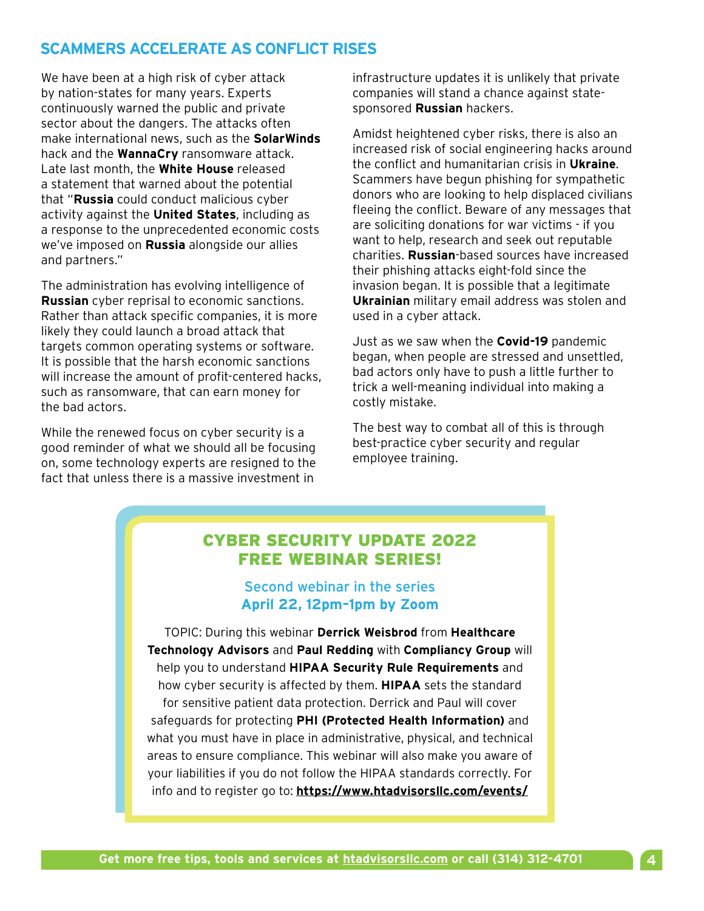## SCAMMERS ACCELERATE AS CONFLICT RISES

We have been at a high risk of cyber attack by nation-states for many years. Experts continuously warned the public and private sector about the dangers. The attacks often make international news, such as the **SolarWinds** hack and the **WannaCry** ransomware attack. Late last month, the **White House** released a statement that warned about the potential that "**Russia** could conduct malicious cyber activity against the **United States**, including as a response to the unprecedented economic costs we've imposed on **Russia** alongside our allies and partners."

The administration has evolving intelligence of **Russian** cyber reprisal to economic sanctions. Rather than attack specific companies, it is more likely they could launch a broad attack that targets common operating systems or software. It is possible that the harsh economic sanctions will increase the amount of profit-centered hacks, such as ransomware, that can earn money for the bad actors.

While the renewed focus on cyber security is a good reminder of what we should all be focusing on, some technology experts are resigned to the fact that unless there is a massive investment in infrastructure updates it is unlikely that private companies will stand a chance against state-sponsored **Russian** hackers.

Amidst heightened cyber risks, there is also an increased risk of social engineering hacks around the conflict and humanitarian crisis in **Ukraine**. Scammers have begun phishing for sympathetic donors who are looking to help displaced civilians fleeing the conflict. Beware of any messages that are soliciting donations for war victims - if you want to help, research and seek out reputable charities. **Russian**-based sources have increased their phishing attacks eight-fold since the invasion began. It is possible that a legitimate **Ukrainian** military email address was stolen and used in a cyber attack.

Just as we saw when the **Covid-19** pandemic began, when people are stressed and unsettled, bad actors only have to push a little further to trick a well-meaning individual into making a costly mistake.

The best way to combat all of this is through best-practice cyber security and regular employee training.

### CYBER SECURITY UPDATE 2022 FREE WEBINAR SERIES!

Second webinar in the series
**April 22, 12pm–1pm by Zoom**

TOPIC: During this webinar **Derrick Weisbrod** from **Healthcare Technology Advisors** and **Paul Redding** with **Compliancy Group** will help you to understand **HIPAA Security Rule Requirements** and how cyber security is affected by them. **HIPAA** sets the standard for sensitive patient data protection. Derrick and Paul will cover safeguards for protecting **PHI (Protected Health Information)** and what you must have in place in administrative, physical, and technical areas to ensure compliance. This webinar will also make you aware of your liabilities if you do not follow the HIPAA standards correctly. For info and to register go to: **https://www.htadvisorsllc.com/events/**

**Get more free tips, tools and services at htadvisorsllc.com or call (314) 312-4701**